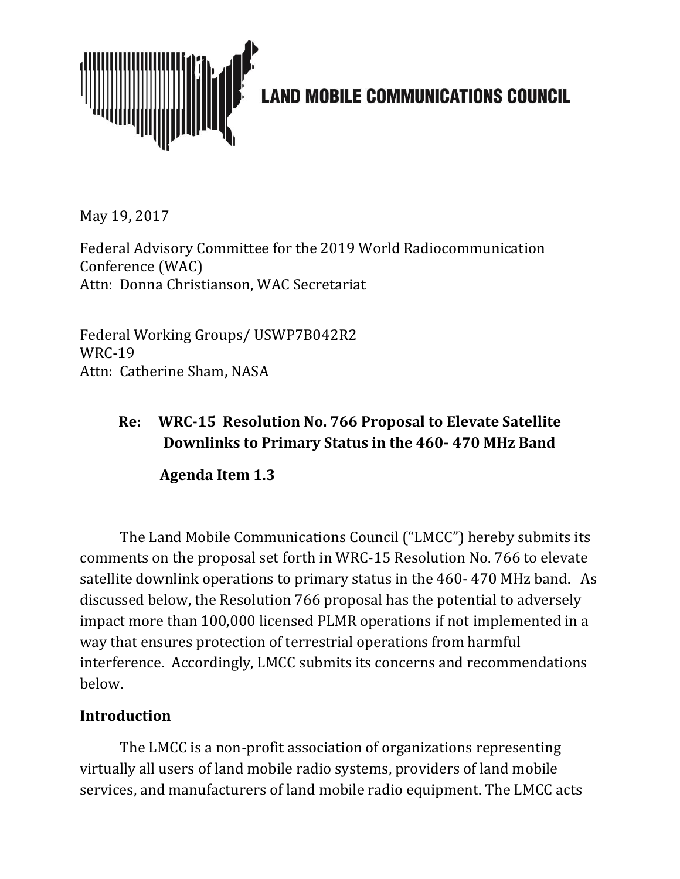**LAND MOBILE COMMUNICATIONS COUNCIL**

May 19, 2017

Federal Advisory Committee for the 2019 World Radiocommunication Conference (WAC)
Attn: Donna Christianson, WAC Secretariat

Federal Working Groups/ USWP7B042R2
WRC-19
Attn: Catherine Sham, NASA

**Re: WRC-15 Resolution No. 766 Proposal to Elevate Satellite Downlinks to Primary Status in the 460- 470 MHz Band**

**Agenda Item 1.3**

The Land Mobile Communications Council ("LMCC") hereby submits its comments on the proposal set forth in WRC-15 Resolution No. 766 to elevate satellite downlink operations to primary status in the 460- 470 MHz band. As discussed below, the Resolution 766 proposal has the potential to adversely impact more than 100,000 licensed PLMR operations if not implemented in a way that ensures protection of terrestrial operations from harmful interference. Accordingly, LMCC submits its concerns and recommendations below.

## Introduction

The LMCC is a non-profit association of organizations representing virtually all users of land mobile radio systems, providers of land mobile services, and manufacturers of land mobile radio equipment. The LMCC acts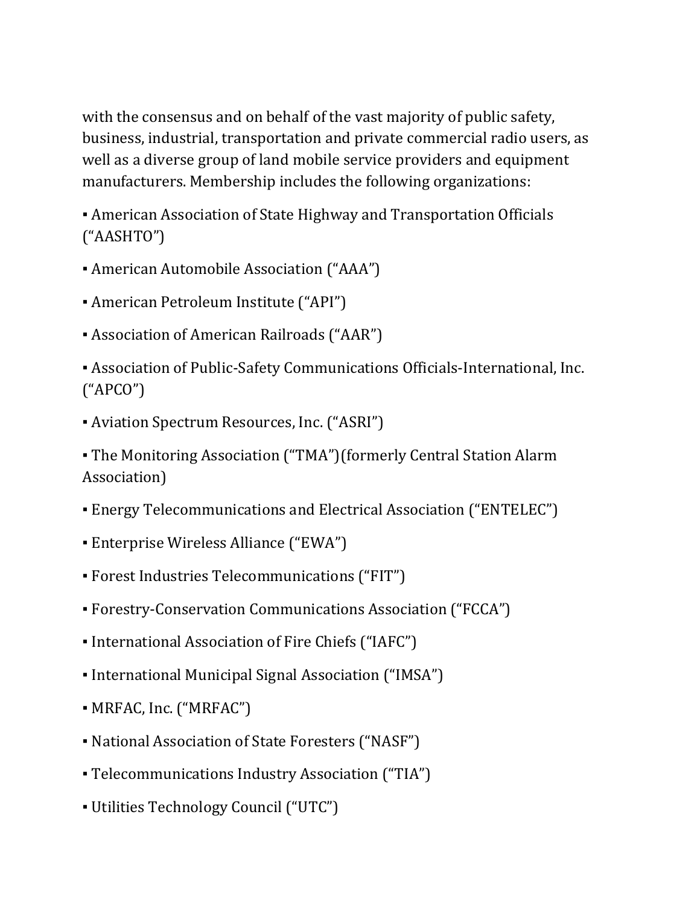with the consensus and on behalf of the vast majority of public safety, business, industrial, transportation and private commercial radio users, as well as a diverse group of land mobile service providers and equipment manufacturers. Membership includes the following organizations:

- American Association of State Highway and Transportation Officials ("AASHTO")
- American Automobile Association ("AAA")
- American Petroleum Institute ("API")
- Association of American Railroads ("AAR")
- Association of Public-Safety Communications Officials-International, Inc. ("APCO")
- Aviation Spectrum Resources, Inc. ("ASRI")
- The Monitoring Association ("TMA")(formerly Central Station Alarm Association)
- Energy Telecommunications and Electrical Association ("ENTELEC")
- Enterprise Wireless Alliance ("EWA")
- Forest Industries Telecommunications ("FIT")
- Forestry-Conservation Communications Association ("FCCA")
- International Association of Fire Chiefs ("IAFC")
- International Municipal Signal Association ("IMSA")
- MRFAC, Inc. ("MRFAC")
- National Association of State Foresters ("NASF")
- Telecommunications Industry Association ("TIA")
- Utilities Technology Council ("UTC")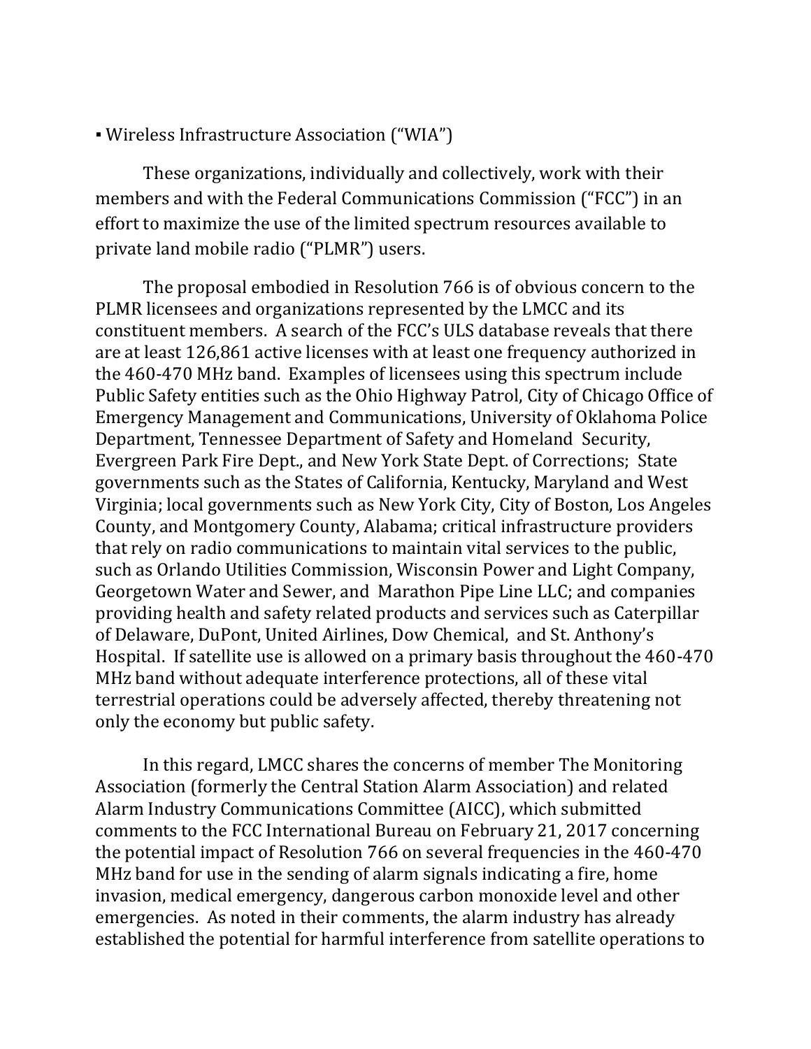▪ Wireless Infrastructure Association ("WIA")

These organizations, individually and collectively, work with their members and with the Federal Communications Commission ("FCC") in an effort to maximize the use of the limited spectrum resources available to private land mobile radio ("PLMR") users.

The proposal embodied in Resolution 766 is of obvious concern to the PLMR licensees and organizations represented by the LMCC and its constituent members. A search of the FCC's ULS database reveals that there are at least 126,861 active licenses with at least one frequency authorized in the 460-470 MHz band. Examples of licensees using this spectrum include Public Safety entities such as the Ohio Highway Patrol, City of Chicago Office of Emergency Management and Communications, University of Oklahoma Police Department, Tennessee Department of Safety and Homeland Security, Evergreen Park Fire Dept., and New York State Dept. of Corrections; State governments such as the States of California, Kentucky, Maryland and West Virginia; local governments such as New York City, City of Boston, Los Angeles County, and Montgomery County, Alabama; critical infrastructure providers that rely on radio communications to maintain vital services to the public, such as Orlando Utilities Commission, Wisconsin Power and Light Company, Georgetown Water and Sewer, and Marathon Pipe Line LLC; and companies providing health and safety related products and services such as Caterpillar of Delaware, DuPont, United Airlines, Dow Chemical, and St. Anthony's Hospital. If satellite use is allowed on a primary basis throughout the 460-470 MHz band without adequate interference protections, all of these vital terrestrial operations could be adversely affected, thereby threatening not only the economy but public safety.

In this regard, LMCC shares the concerns of member The Monitoring Association (formerly the Central Station Alarm Association) and related Alarm Industry Communications Committee (AICC), which submitted comments to the FCC International Bureau on February 21, 2017 concerning the potential impact of Resolution 766 on several frequencies in the 460-470 MHz band for use in the sending of alarm signals indicating a fire, home invasion, medical emergency, dangerous carbon monoxide level and other emergencies. As noted in their comments, the alarm industry has already established the potential for harmful interference from satellite operations to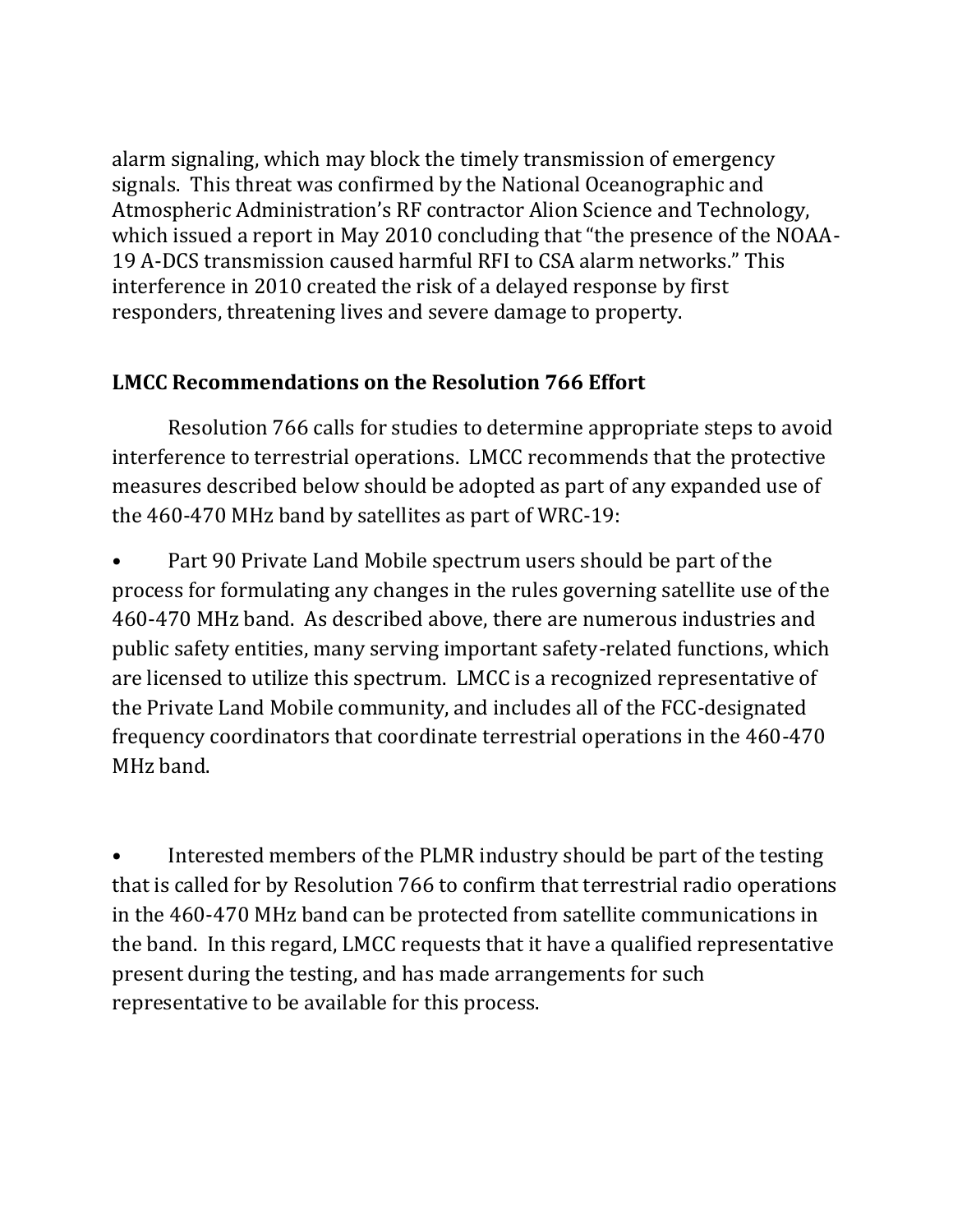alarm signaling, which may block the timely transmission of emergency signals. This threat was confirmed by the National Oceanographic and Atmospheric Administration's RF contractor Alion Science and Technology, which issued a report in May 2010 concluding that "the presence of the NOAA-19 A-DCS transmission caused harmful RFI to CSA alarm networks." This interference in 2010 created the risk of a delayed response by first responders, threatening lives and severe damage to property.

## LMCC Recommendations on the Resolution 766 Effort

Resolution 766 calls for studies to determine appropriate steps to avoid interference to terrestrial operations. LMCC recommends that the protective measures described below should be adopted as part of any expanded use of the 460-470 MHz band by satellites as part of WRC-19:

- Part 90 Private Land Mobile spectrum users should be part of the process for formulating any changes in the rules governing satellite use of the 460-470 MHz band. As described above, there are numerous industries and public safety entities, many serving important safety-related functions, which are licensed to utilize this spectrum. LMCC is a recognized representative of the Private Land Mobile community, and includes all of the FCC-designated frequency coordinators that coordinate terrestrial operations in the 460-470 MHz band.

- Interested members of the PLMR industry should be part of the testing that is called for by Resolution 766 to confirm that terrestrial radio operations in the 460-470 MHz band can be protected from satellite communications in the band. In this regard, LMCC requests that it have a qualified representative present during the testing, and has made arrangements for such representative to be available for this process.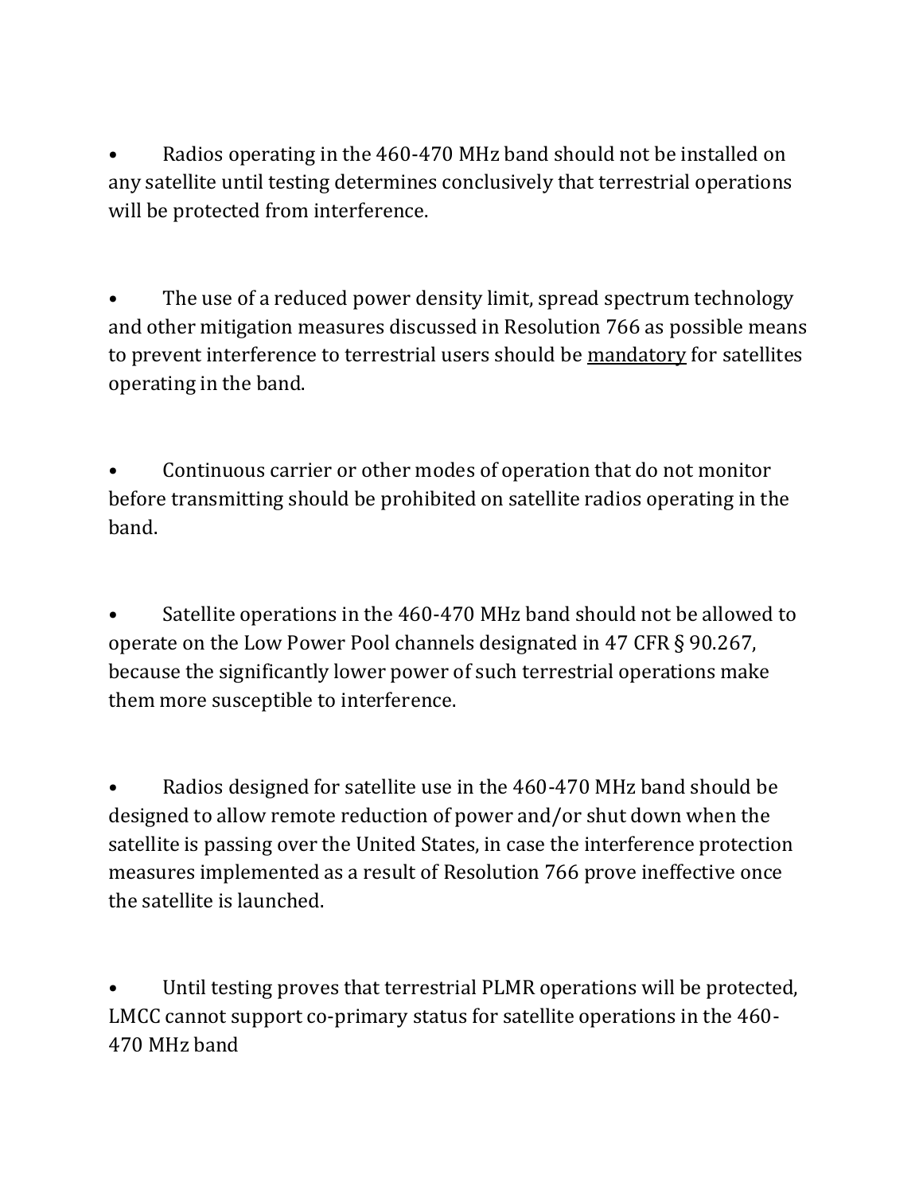- Radios operating in the 460-470 MHz band should not be installed on any satellite until testing determines conclusively that terrestrial operations will be protected from interference.

- The use of a reduced power density limit, spread spectrum technology and other mitigation measures discussed in Resolution 766 as possible means to prevent interference to terrestrial users should be <u>mandatory</u> for satellites operating in the band.

- Continuous carrier or other modes of operation that do not monitor before transmitting should be prohibited on satellite radios operating in the band.

- Satellite operations in the 460-470 MHz band should not be allowed to operate on the Low Power Pool channels designated in 47 CFR § 90.267, because the significantly lower power of such terrestrial operations make them more susceptible to interference.

- Radios designed for satellite use in the 460-470 MHz band should be designed to allow remote reduction of power and/or shut down when the satellite is passing over the United States, in case the interference protection measures implemented as a result of Resolution 766 prove ineffective once the satellite is launched.

- Until testing proves that terrestrial PLMR operations will be protected, LMCC cannot support co-primary status for satellite operations in the 460-470 MHz band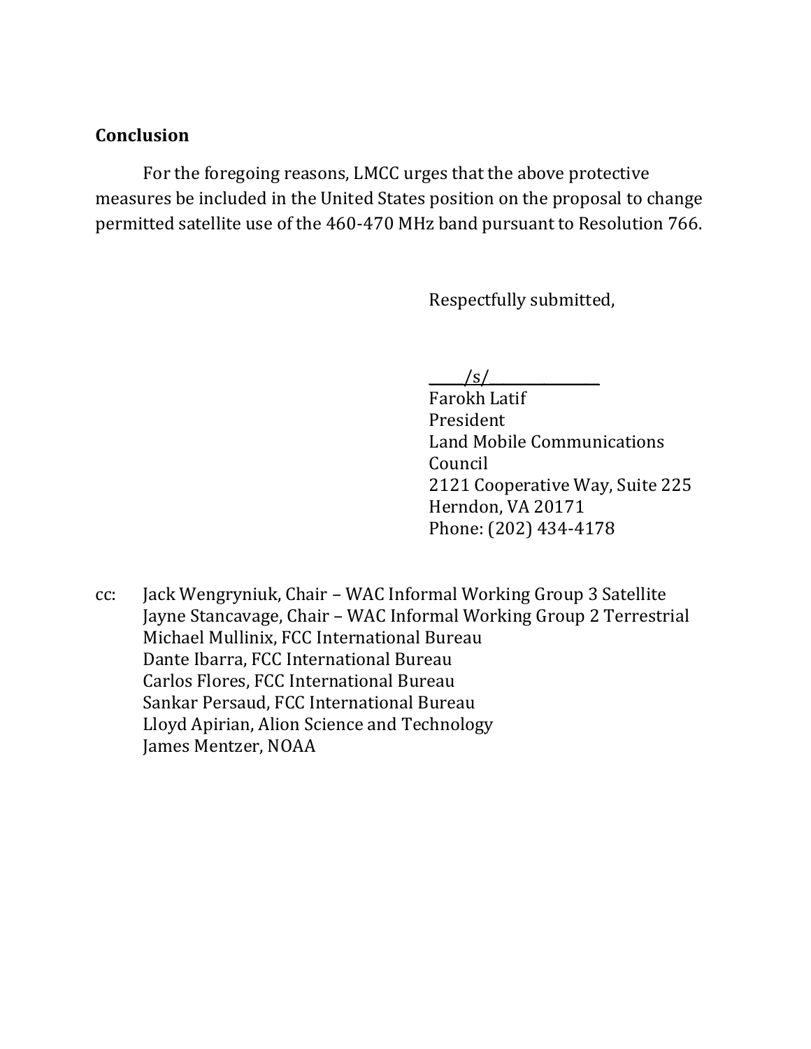## Conclusion

For the foregoing reasons, LMCC urges that the above protective measures be included in the United States position on the proposal to change permitted satellite use of the 460-470 MHz band pursuant to Resolution 766.

Respectfully submitted,

/s/

Farokh Latif
President
Land Mobile Communications Council
2121 Cooperative Way, Suite 225
Herndon, VA 20171
Phone: (202) 434-4178

cc: Jack Wengryniuk, Chair – WAC Informal Working Group 3 Satellite
Jayne Stancavage, Chair – WAC Informal Working Group 2 Terrestrial
Michael Mullinix, FCC International Bureau
Dante Ibarra, FCC International Bureau
Carlos Flores, FCC International Bureau
Sankar Persaud, FCC International Bureau
Lloyd Apirian, Alion Science and Technology
James Mentzer, NOAA